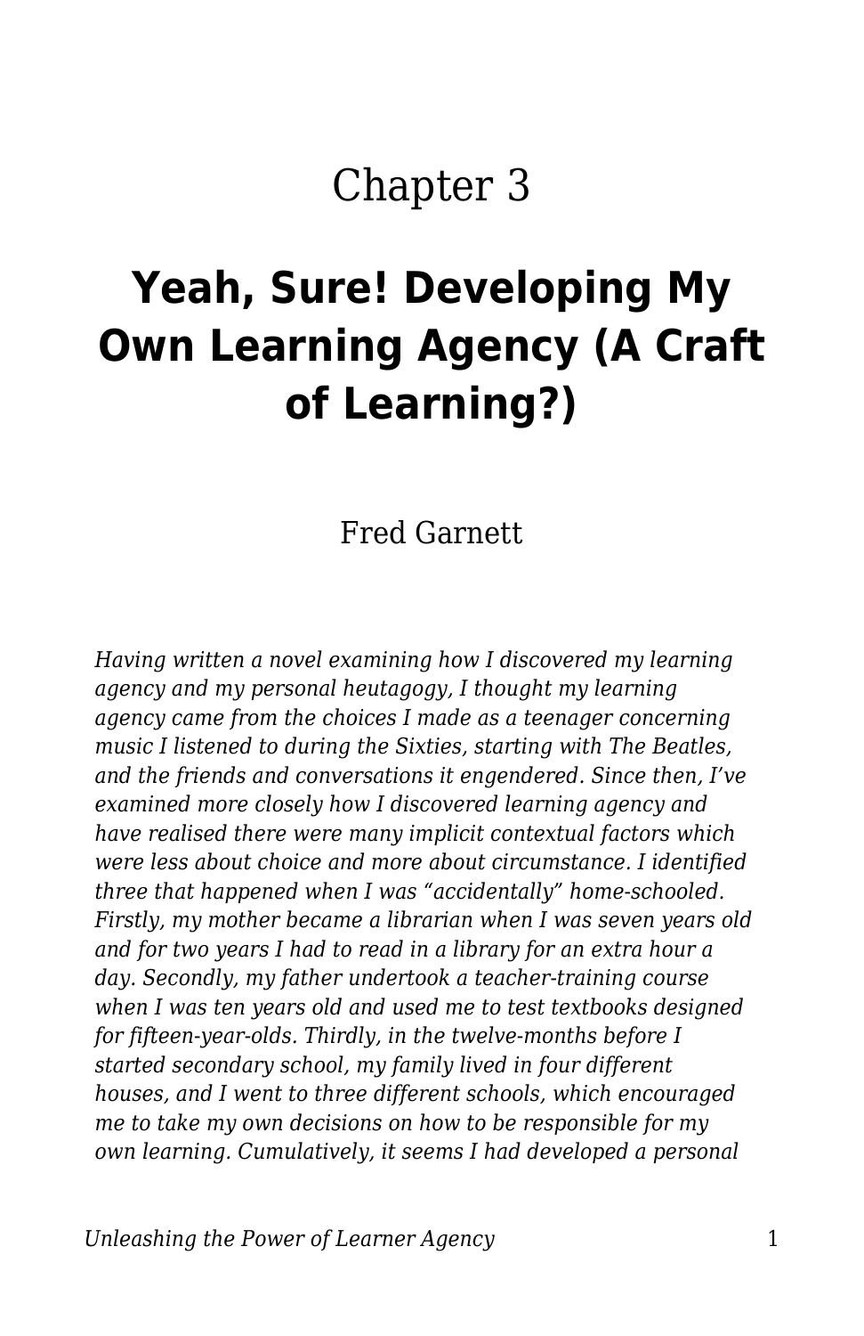# Chapter 3

## Yeah, Sure! Developing My Own Learning Agency (A Craft of Learning?)

Fred Garnett

*Having written a novel examining how I discovered my learning agency and my personal heutagogy, I thought my learning agency came from the choices I made as a teenager concerning music I listened to during the Sixties, starting with The Beatles, and the friends and conversations it engendered. Since then, I've examined more closely how I discovered learning agency and have realised there were many implicit contextual factors which were less about choice and more about circumstance. I identified three that happened when I was "accidentally" home-schooled. Firstly, my mother became a librarian when I was seven years old and for two years I had to read in a library for an extra hour a day. Secondly, my father undertook a teacher-training course when I was ten years old and used me to test textbooks designed for fifteen-year-olds. Thirdly, in the twelve-months before I started secondary school, my family lived in four different houses, and I went to three different schools, which encouraged me to take my own decisions on how to be responsible for my own learning. Cumulatively, it seems I had developed a personal*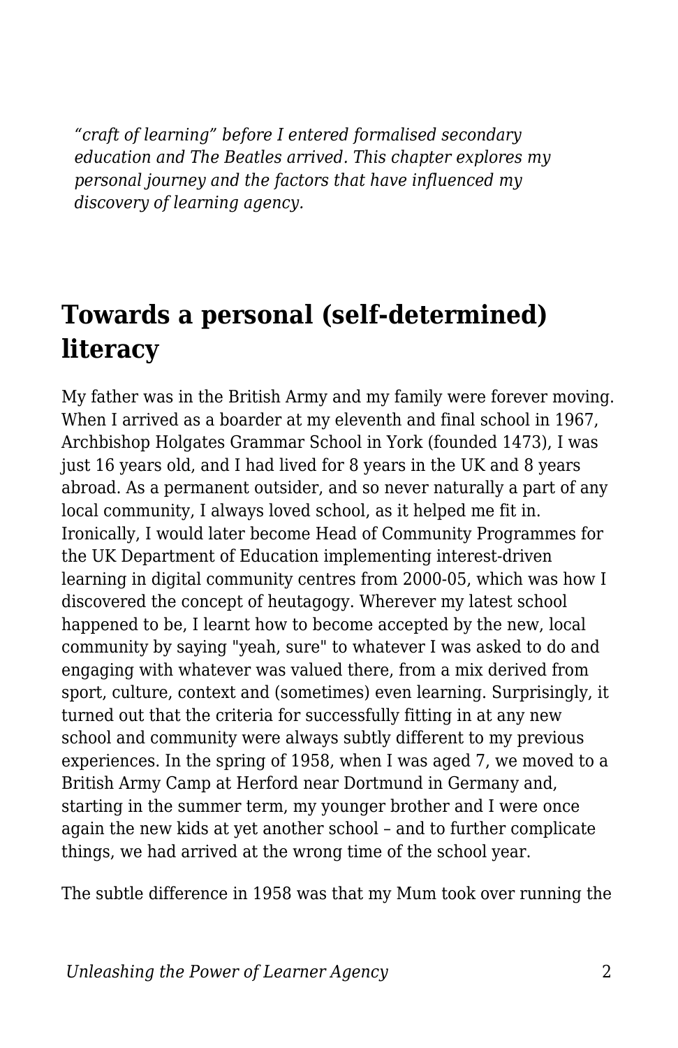*“craft of learning” before I entered formalised secondary education and The Beatles arrived. This chapter explores my personal journey and the factors that have influenced my discovery of learning agency.*

## Towards a personal (self-determined) literacy

My father was in the British Army and my family were forever moving. When I arrived as a boarder at my eleventh and final school in 1967, Archbishop Holgates Grammar School in York (founded 1473), I was just 16 years old, and I had lived for 8 years in the UK and 8 years abroad. As a permanent outsider, and so never naturally a part of any local community, I always loved school, as it helped me fit in. Ironically, I would later become Head of Community Programmes for the UK Department of Education implementing interest-driven learning in digital community centres from 2000-05, which was how I discovered the concept of heutagogy. Wherever my latest school happened to be, I learnt how to become accepted by the new, local community by saying "yeah, sure" to whatever I was asked to do and engaging with whatever was valued there, from a mix derived from sport, culture, context and (sometimes) even learning. Surprisingly, it turned out that the criteria for successfully fitting in at any new school and community were always subtly different to my previous experiences. In the spring of 1958, when I was aged 7, we moved to a British Army Camp at Herford near Dortmund in Germany and, starting in the summer term, my younger brother and I were once again the new kids at yet another school – and to further complicate things, we had arrived at the wrong time of the school year.

The subtle difference in 1958 was that my Mum took over running the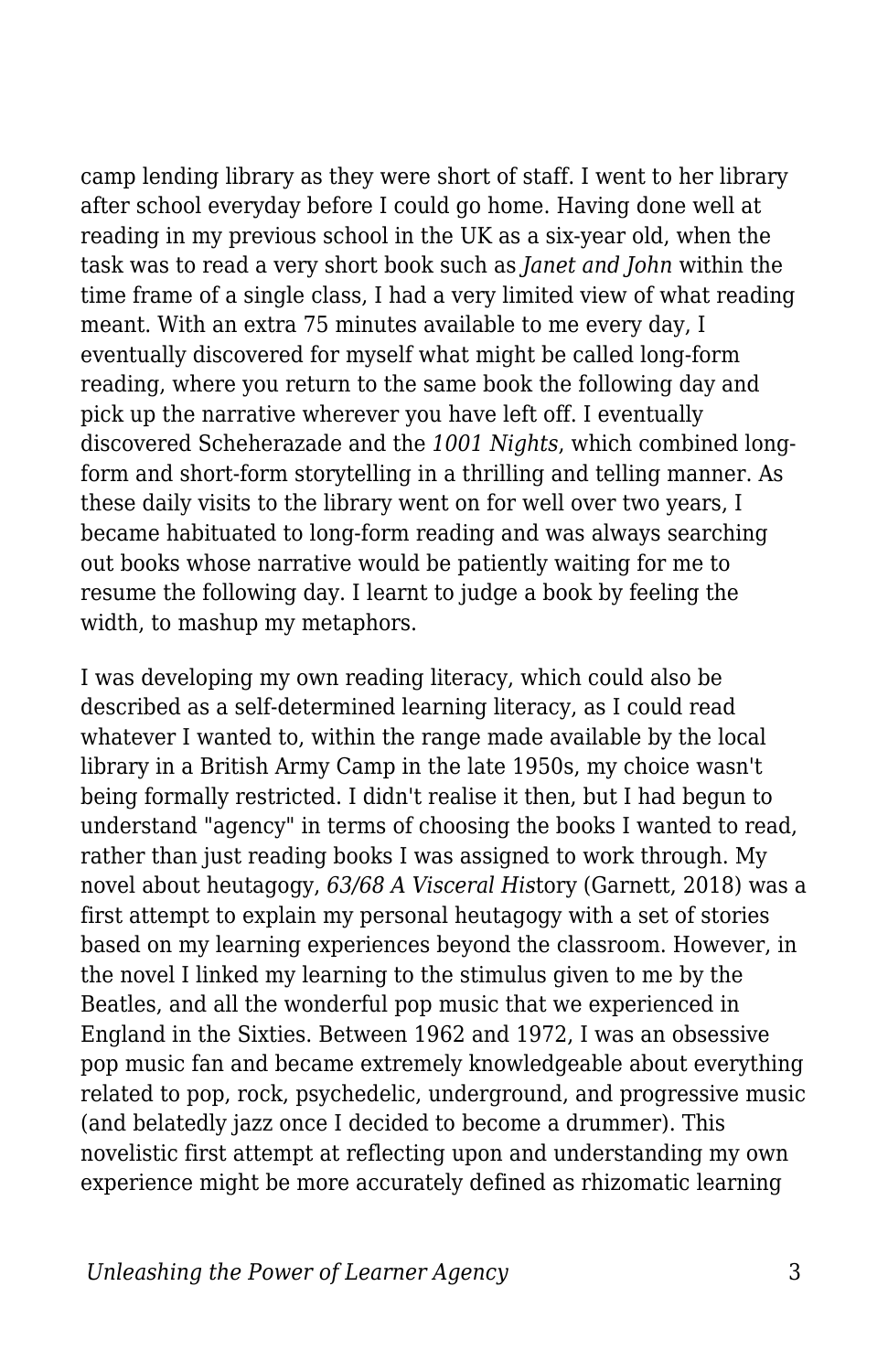camp lending library as they were short of staff. I went to her library after school everyday before I could go home. Having done well at reading in my previous school in the UK as a six-year old, when the task was to read a very short book such as *Janet and John* within the time frame of a single class, I had a very limited view of what reading meant. With an extra 75 minutes available to me every day, I eventually discovered for myself what might be called long-form reading, where you return to the same book the following day and pick up the narrative wherever you have left off. I eventually discovered Scheherazade and the *1001 Nights*, which combined long-form and short-form storytelling in a thrilling and telling manner. As these daily visits to the library went on for well over two years, I became habituated to long-form reading and was always searching out books whose narrative would be patiently waiting for me to resume the following day. I learnt to judge a book by feeling the width, to mashup my metaphors.

I was developing my own reading literacy, which could also be described as a self-determined learning literacy, as I could read whatever I wanted to, within the range made available by the local library in a British Army Camp in the late 1950s, my choice wasn't being formally restricted. I didn't realise it then, but I had begun to understand "agency" in terms of choosing the books I wanted to read, rather than just reading books I was assigned to work through. My novel about heutagogy, *63/68 A Visceral His*tory (Garnett, 2018) was a first attempt to explain my personal heutagogy with a set of stories based on my learning experiences beyond the classroom. However, in the novel I linked my learning to the stimulus given to me by the Beatles, and all the wonderful pop music that we experienced in England in the Sixties. Between 1962 and 1972, I was an obsessive pop music fan and became extremely knowledgeable about everything related to pop, rock, psychedelic, underground, and progressive music (and belatedly jazz once I decided to become a drummer). This novelistic first attempt at reflecting upon and understanding my own experience might be more accurately defined as rhizomatic learning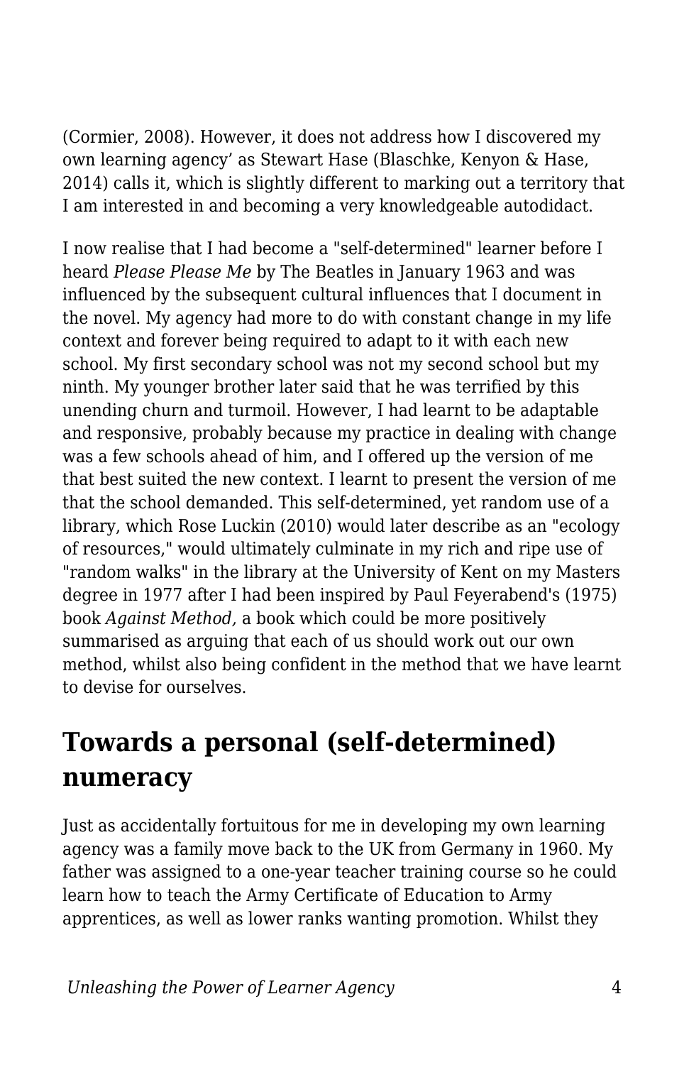(Cormier, 2008). However, it does not address how I discovered my own learning agency' as Stewart Hase (Blaschke, Kenyon & Hase, 2014) calls it, which is slightly different to marking out a territory that I am interested in and becoming a very knowledgeable autodidact.

I now realise that I had become a "self-determined" learner before I heard *Please Please Me* by The Beatles in January 1963 and was influenced by the subsequent cultural influences that I document in the novel. My agency had more to do with constant change in my life context and forever being required to adapt to it with each new school. My first secondary school was not my second school but my ninth. My younger brother later said that he was terrified by this unending churn and turmoil. However, I had learnt to be adaptable and responsive, probably because my practice in dealing with change was a few schools ahead of him, and I offered up the version of me that best suited the new context. I learnt to present the version of me that the school demanded. This self-determined, yet random use of a library, which Rose Luckin (2010) would later describe as an "ecology of resources," would ultimately culminate in my rich and ripe use of "random walks" in the library at the University of Kent on my Masters degree in 1977 after I had been inspired by Paul Feyerabend's (1975) book *Against Method,* a book which could be more positively summarised as arguing that each of us should work out our own method, whilst also being confident in the method that we have learnt to devise for ourselves.

## Towards a personal (self-determined) numeracy

Just as accidentally fortuitous for me in developing my own learning agency was a family move back to the UK from Germany in 1960. My father was assigned to a one-year teacher training course so he could learn how to teach the Army Certificate of Education to Army apprentices, as well as lower ranks wanting promotion. Whilst they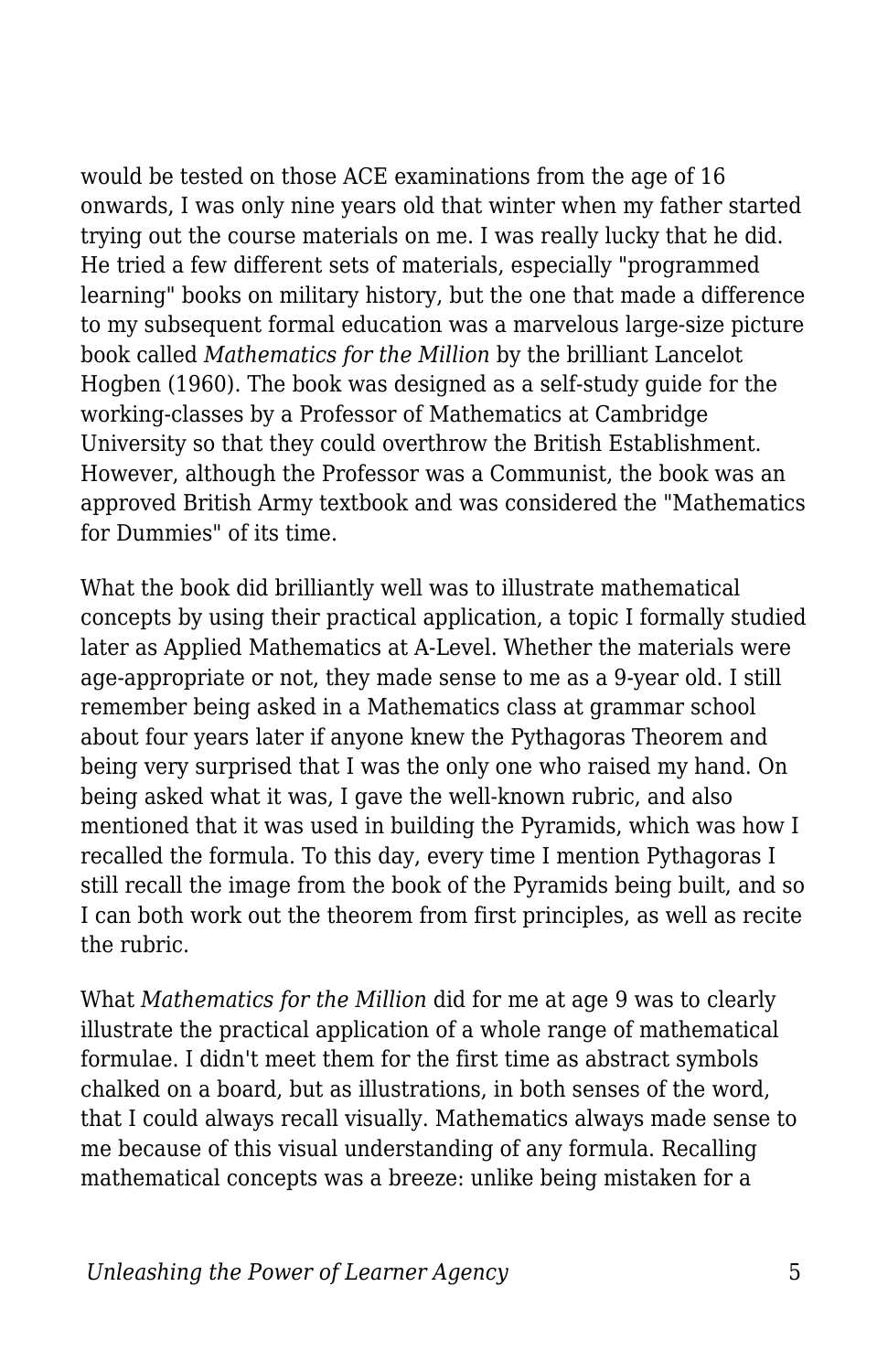would be tested on those ACE examinations from the age of 16 onwards, I was only nine years old that winter when my father started trying out the course materials on me. I was really lucky that he did. He tried a few different sets of materials, especially "programmed learning" books on military history, but the one that made a difference to my subsequent formal education was a marvelous large-size picture book called *Mathematics for the Million* by the brilliant Lancelot Hogben (1960). The book was designed as a self-study guide for the working-classes by a Professor of Mathematics at Cambridge University so that they could overthrow the British Establishment. However, although the Professor was a Communist, the book was an approved British Army textbook and was considered the "Mathematics for Dummies" of its time.

What the book did brilliantly well was to illustrate mathematical concepts by using their practical application, a topic I formally studied later as Applied Mathematics at A-Level. Whether the materials were age-appropriate or not, they made sense to me as a 9-year old. I still remember being asked in a Mathematics class at grammar school about four years later if anyone knew the Pythagoras Theorem and being very surprised that I was the only one who raised my hand. On being asked what it was, I gave the well-known rubric, and also mentioned that it was used in building the Pyramids, which was how I recalled the formula. To this day, every time I mention Pythagoras I still recall the image from the book of the Pyramids being built, and so I can both work out the theorem from first principles, as well as recite the rubric.

What *Mathematics for the Million* did for me at age 9 was to clearly illustrate the practical application of a whole range of mathematical formulae. I didn't meet them for the first time as abstract symbols chalked on a board, but as illustrations, in both senses of the word, that I could always recall visually. Mathematics always made sense to me because of this visual understanding of any formula. Recalling mathematical concepts was a breeze: unlike being mistaken for a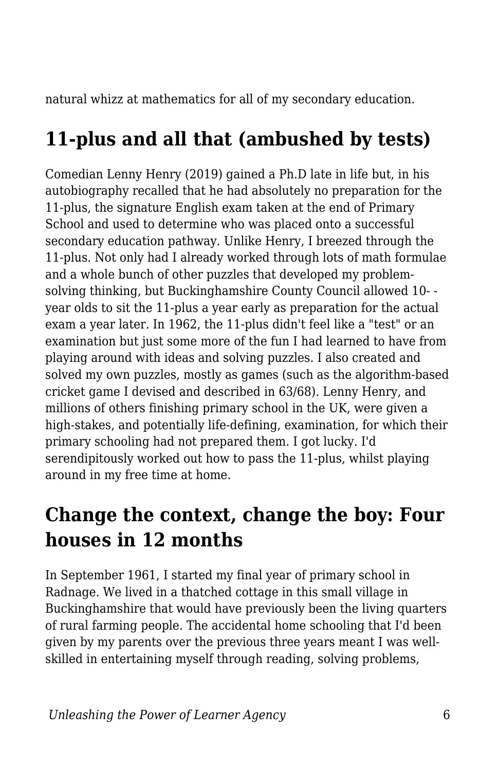natural whizz at mathematics for all of my secondary education.

## 11-plus and all that (ambushed by tests)

Comedian Lenny Henry (2019) gained a Ph.D late in life but, in his autobiography recalled that he had absolutely no preparation for the 11-plus, the signature English exam taken at the end of Primary School and used to determine who was placed onto a successful secondary education pathway. Unlike Henry, I breezed through the 11-plus. Not only had I already worked through lots of math formulae and a whole bunch of other puzzles that developed my problem-solving thinking, but Buckinghamshire County Council allowed 10- -year olds to sit the 11-plus a year early as preparation for the actual exam a year later. In 1962, the 11-plus didn't feel like a "test" or an examination but just some more of the fun I had learned to have from playing around with ideas and solving puzzles. I also created and solved my own puzzles, mostly as games (such as the algorithm-based cricket game I devised and described in 63/68). Lenny Henry, and millions of others finishing primary school in the UK, were given a high-stakes, and potentially life-defining, examination, for which their primary schooling had not prepared them. I got lucky. I'd serendipitously worked out how to pass the 11-plus, whilst playing around in my free time at home.

## Change the context, change the boy: Four houses in 12 months

In September 1961, I started my final year of primary school in Radnage. We lived in a thatched cottage in this small village in Buckinghamshire that would have previously been the living quarters of rural farming people. The accidental home schooling that I'd been given by my parents over the previous three years meant I was well-skilled in entertaining myself through reading, solving problems,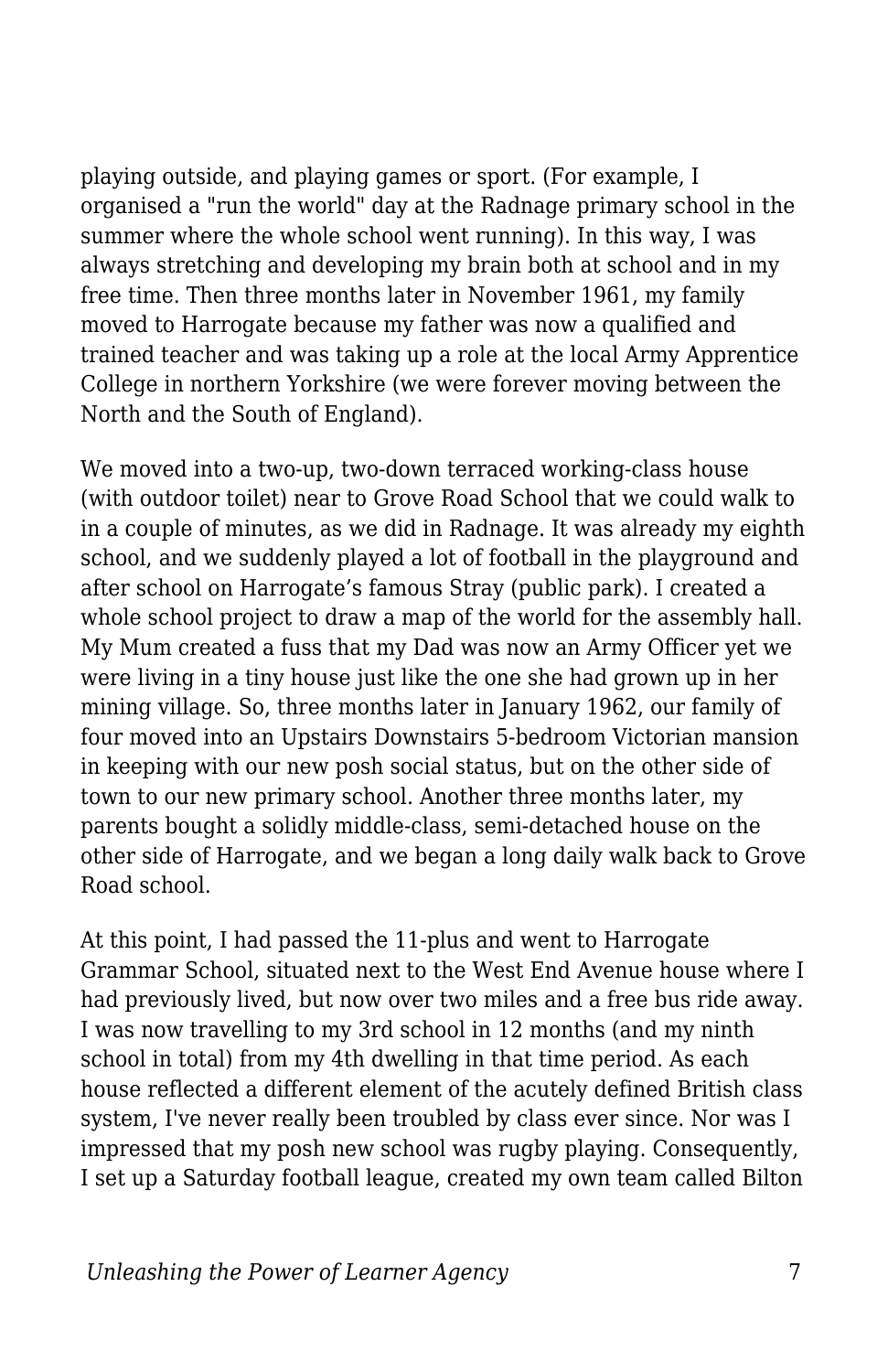playing outside, and playing games or sport. (For example, I organised a "run the world" day at the Radnage primary school in the summer where the whole school went running). In this way, I was always stretching and developing my brain both at school and in my free time. Then three months later in November 1961, my family moved to Harrogate because my father was now a qualified and trained teacher and was taking up a role at the local Army Apprentice College in northern Yorkshire (we were forever moving between the North and the South of England).

We moved into a two-up, two-down terraced working-class house (with outdoor toilet) near to Grove Road School that we could walk to in a couple of minutes, as we did in Radnage. It was already my eighth school, and we suddenly played a lot of football in the playground and after school on Harrogate’s famous Stray (public park). I created a whole school project to draw a map of the world for the assembly hall. My Mum created a fuss that my Dad was now an Army Officer yet we were living in a tiny house just like the one she had grown up in her mining village. So, three months later in January 1962, our family of four moved into an Upstairs Downstairs 5-bedroom Victorian mansion in keeping with our new posh social status, but on the other side of town to our new primary school. Another three months later, my parents bought a solidly middle-class, semi-detached house on the other side of Harrogate, and we began a long daily walk back to Grove Road school.

At this point, I had passed the 11-plus and went to Harrogate Grammar School, situated next to the West End Avenue house where I had previously lived, but now over two miles and a free bus ride away. I was now travelling to my 3rd school in 12 months (and my ninth school in total) from my 4th dwelling in that time period. As each house reflected a different element of the acutely defined British class system, I've never really been troubled by class ever since. Nor was I impressed that my posh new school was rugby playing. Consequently, I set up a Saturday football league, created my own team called Bilton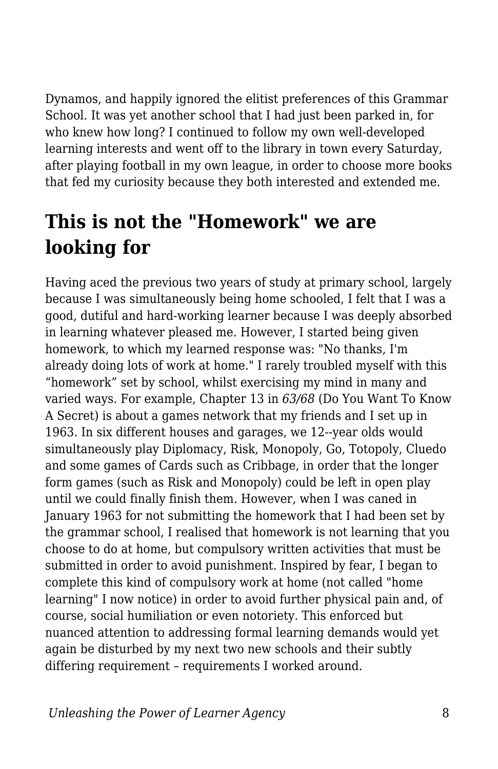Dynamos, and happily ignored the elitist preferences of this Grammar School. It was yet another school that I had just been parked in, for who knew how long? I continued to follow my own well-developed learning interests and went off to the library in town every Saturday, after playing football in my own league, in order to choose more books that fed my curiosity because they both interested and extended me.

## This is not the "Homework" we are looking for

Having aced the previous two years of study at primary school, largely because I was simultaneously being home schooled, I felt that I was a good, dutiful and hard-working learner because I was deeply absorbed in learning whatever pleased me. However, I started being given homework, to which my learned response was: "No thanks, I'm already doing lots of work at home." I rarely troubled myself with this “homework” set by school, whilst exercising my mind in many and varied ways. For example, Chapter 13 in *63/68* (Do You Want To Know A Secret) is about a games network that my friends and I set up in 1963. In six different houses and garages, we 12--year olds would simultaneously play Diplomacy, Risk, Monopoly, Go, Totopoly, Cluedo and some games of Cards such as Cribbage, in order that the longer form games (such as Risk and Monopoly) could be left in open play until we could finally finish them. However, when I was caned in January 1963 for not submitting the homework that I had been set by the grammar school, I realised that homework is not learning that you choose to do at home, but compulsory written activities that must be submitted in order to avoid punishment. Inspired by fear, I began to complete this kind of compulsory work at home (not called "home learning" I now notice) in order to avoid further physical pain and, of course, social humiliation or even notoriety. This enforced but nuanced attention to addressing formal learning demands would yet again be disturbed by my next two new schools and their subtly differing requirement – requirements I worked around.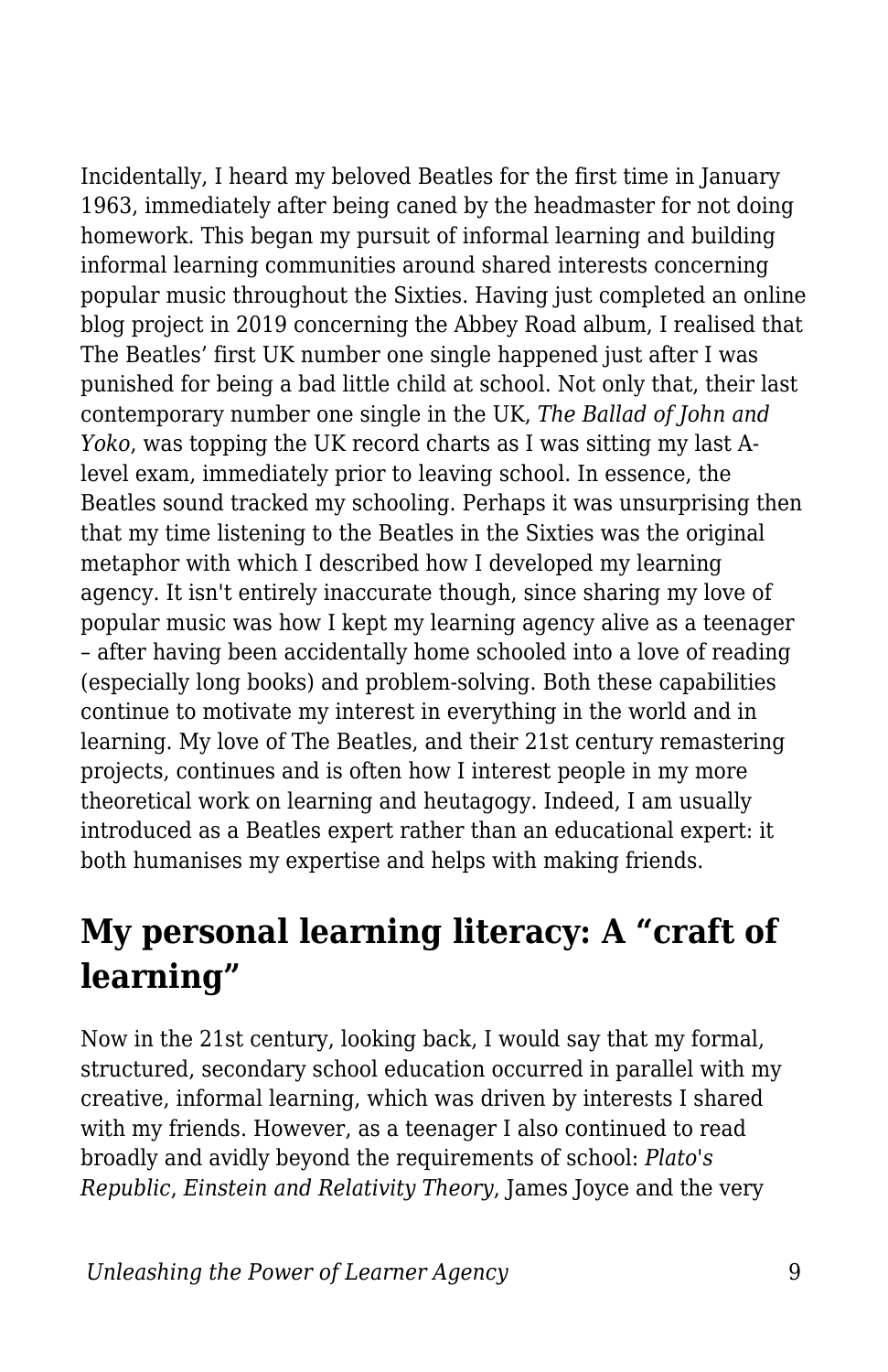Incidentally, I heard my beloved Beatles for the first time in January 1963, immediately after being caned by the headmaster for not doing homework. This began my pursuit of informal learning and building informal learning communities around shared interests concerning popular music throughout the Sixties. Having just completed an online blog project in 2019 concerning the Abbey Road album, I realised that The Beatles' first UK number one single happened just after I was punished for being a bad little child at school. Not only that, their last contemporary number one single in the UK, *The Ballad of John and Yoko*, was topping the UK record charts as I was sitting my last A-level exam, immediately prior to leaving school. In essence, the Beatles sound tracked my schooling. Perhaps it was unsurprising then that my time listening to the Beatles in the Sixties was the original metaphor with which I described how I developed my learning agency. It isn't entirely inaccurate though, since sharing my love of popular music was how I kept my learning agency alive as a teenager – after having been accidentally home schooled into a love of reading (especially long books) and problem-solving. Both these capabilities continue to motivate my interest in everything in the world and in learning. My love of The Beatles, and their 21st century remastering projects, continues and is often how I interest people in my more theoretical work on learning and heutagogy. Indeed, I am usually introduced as a Beatles expert rather than an educational expert: it both humanises my expertise and helps with making friends.

## My personal learning literacy: A "craft of learning"

Now in the 21st century, looking back, I would say that my formal, structured, secondary school education occurred in parallel with my creative, informal learning, which was driven by interests I shared with my friends. However, as a teenager I also continued to read broadly and avidly beyond the requirements of school: *Plato's Republic*, *Einstein and Relativity Theory*, James Joyce and the very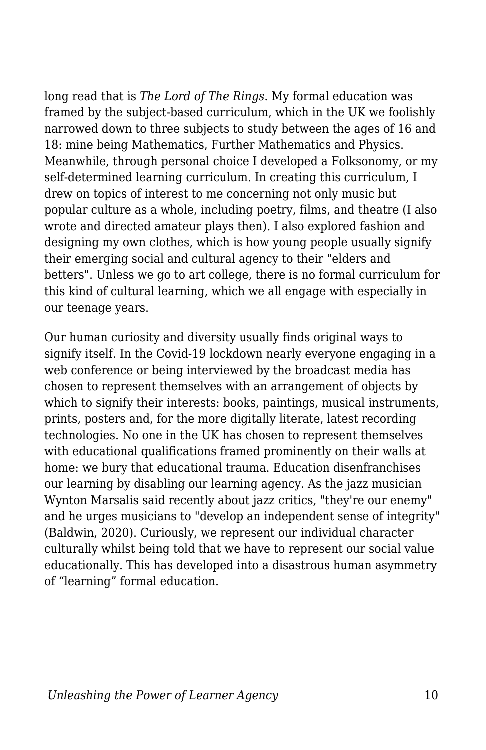long read that is *The Lord of The Rings*. My formal education was framed by the subject-based curriculum, which in the UK we foolishly narrowed down to three subjects to study between the ages of 16 and 18: mine being Mathematics, Further Mathematics and Physics. Meanwhile, through personal choice I developed a Folksonomy, or my self-determined learning curriculum. In creating this curriculum, I drew on topics of interest to me concerning not only music but popular culture as a whole, including poetry, films, and theatre (I also wrote and directed amateur plays then). I also explored fashion and designing my own clothes, which is how young people usually signify their emerging social and cultural agency to their "elders and betters". Unless we go to art college, there is no formal curriculum for this kind of cultural learning, which we all engage with especially in our teenage years.

Our human curiosity and diversity usually finds original ways to signify itself. In the Covid-19 lockdown nearly everyone engaging in a web conference or being interviewed by the broadcast media has chosen to represent themselves with an arrangement of objects by which to signify their interests: books, paintings, musical instruments, prints, posters and, for the more digitally literate, latest recording technologies. No one in the UK has chosen to represent themselves with educational qualifications framed prominently on their walls at home: we bury that educational trauma. Education disenfranchises our learning by disabling our learning agency. As the jazz musician Wynton Marsalis said recently about jazz critics, "they're our enemy" and he urges musicians to "develop an independent sense of integrity" (Baldwin, 2020). Curiously, we represent our individual character culturally whilst being told that we have to represent our social value educationally. This has developed into a disastrous human asymmetry of “learning” formal education.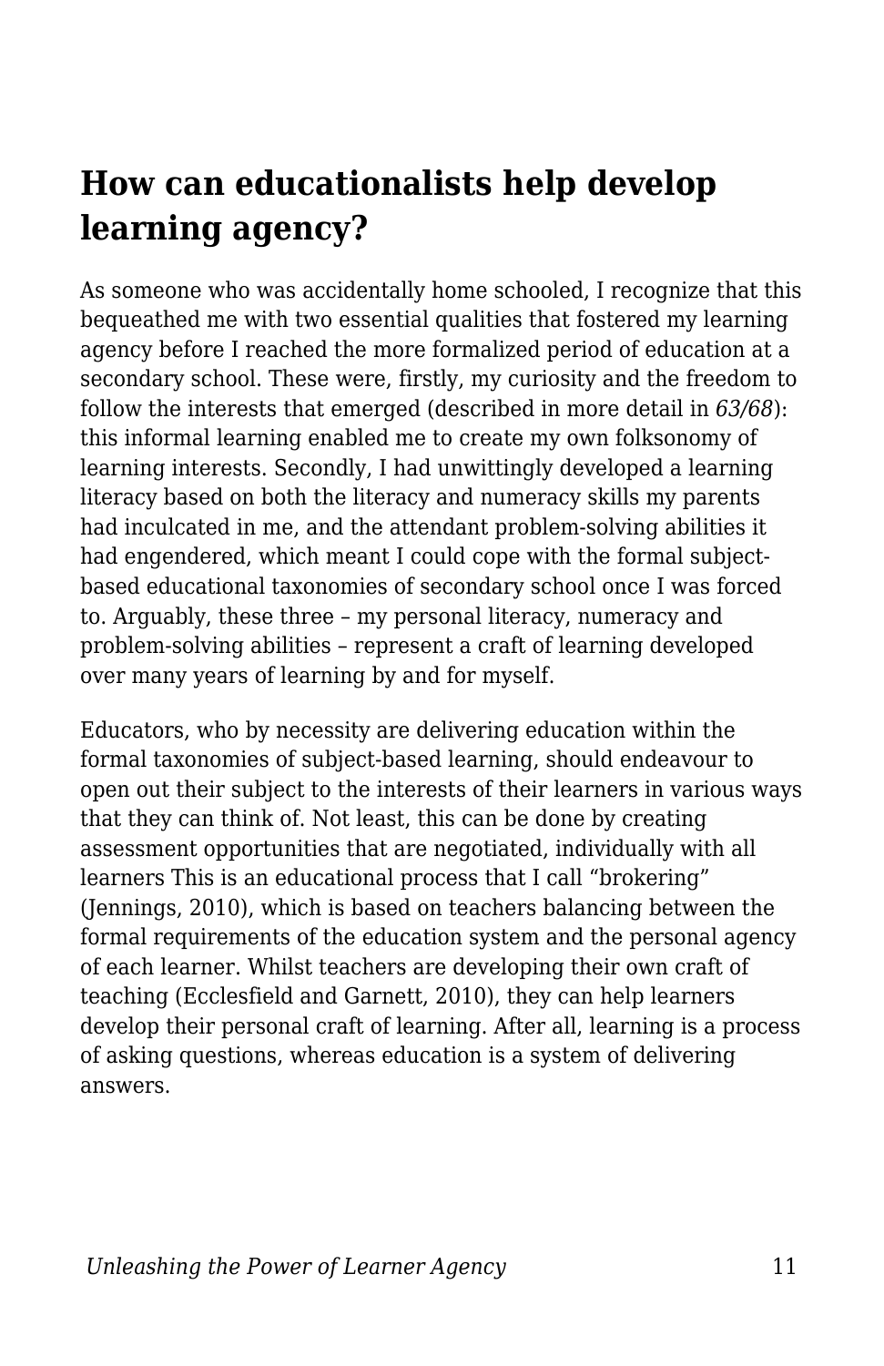## How can educationalists help develop learning agency?

As someone who was accidentally home schooled, I recognize that this bequeathed me with two essential qualities that fostered my learning agency before I reached the more formalized period of education at a secondary school. These were, firstly, my curiosity and the freedom to follow the interests that emerged (described in more detail in *63/68*): this informal learning enabled me to create my own folksonomy of learning interests. Secondly, I had unwittingly developed a learning literacy based on both the literacy and numeracy skills my parents had inculcated in me, and the attendant problem-solving abilities it had engendered, which meant I could cope with the formal subject-based educational taxonomies of secondary school once I was forced to. Arguably, these three – my personal literacy, numeracy and problem-solving abilities – represent a craft of learning developed over many years of learning by and for myself.

Educators, who by necessity are delivering education within the formal taxonomies of subject-based learning, should endeavour to open out their subject to the interests of their learners in various ways that they can think of. Not least, this can be done by creating assessment opportunities that are negotiated, individually with all learners This is an educational process that I call "brokering" (Jennings, 2010), which is based on teachers balancing between the formal requirements of the education system and the personal agency of each learner. Whilst teachers are developing their own craft of teaching (Ecclesfield and Garnett, 2010), they can help learners develop their personal craft of learning. After all, learning is a process of asking questions, whereas education is a system of delivering answers.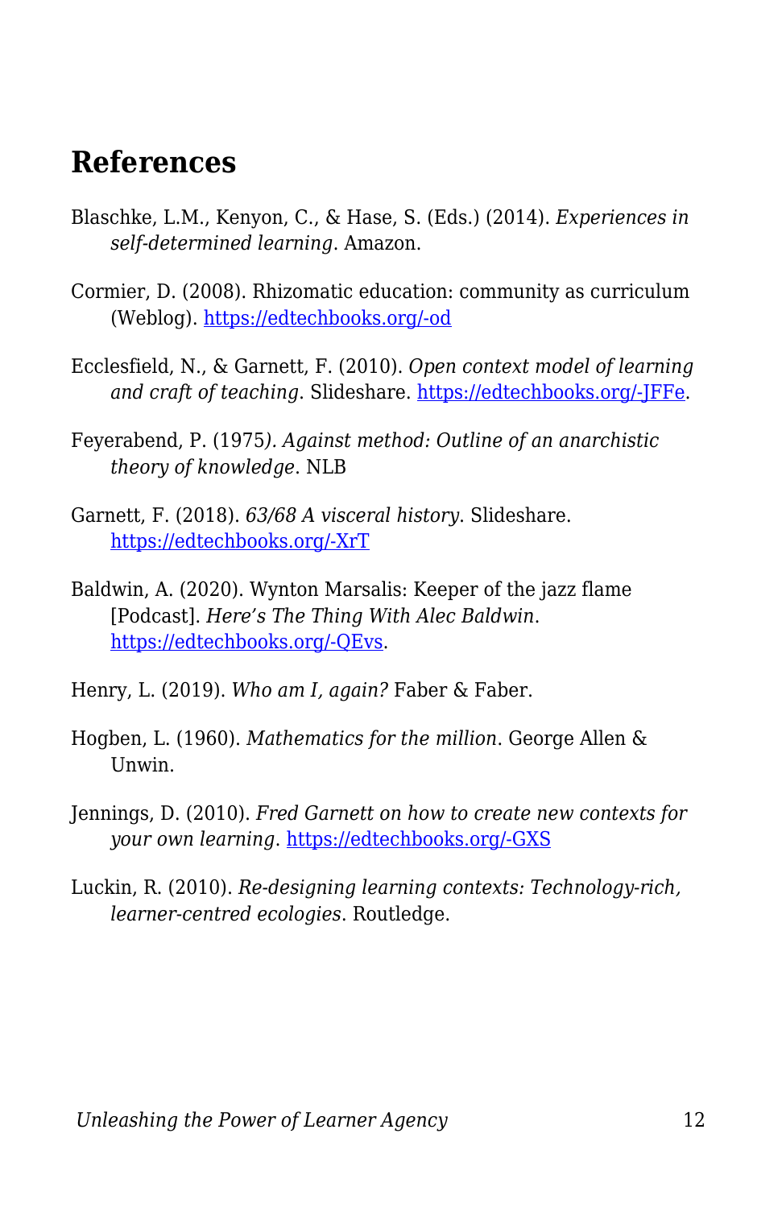## References

Blaschke, L.M., Kenyon, C., & Hase, S. (Eds.) (2014). *Experiences in self-determined learning*. Amazon.

Cormier, D. (2008). Rhizomatic education: community as curriculum (Weblog). https://edtechbooks.org/-od

Ecclesfield, N., & Garnett, F. (2010). *Open context model of learning and craft of teaching*. Slideshare. https://edtechbooks.org/-JFFe.

Feyerabend, P. (1975*). Against method: Outline of an anarchistic theory of knowledge*. NLB

Garnett, F. (2018). *63/68 A visceral history*. Slideshare. https://edtechbooks.org/-XrT

Baldwin, A. (2020). Wynton Marsalis: Keeper of the jazz flame [Podcast]. *Here's The Thing With Alec Baldwin*. https://edtechbooks.org/-QEvs.

Henry, L. (2019). *Who am I, again?* Faber & Faber.

Hogben, L. (1960). *Mathematics for the million*. George Allen & Unwin.

Jennings, D. (2010). *Fred Garnett on how to create new contexts for your own learning*. https://edtechbooks.org/-GXS

Luckin, R. (2010). *Re-designing learning contexts: Technology-rich, learner-centred ecologies*. Routledge.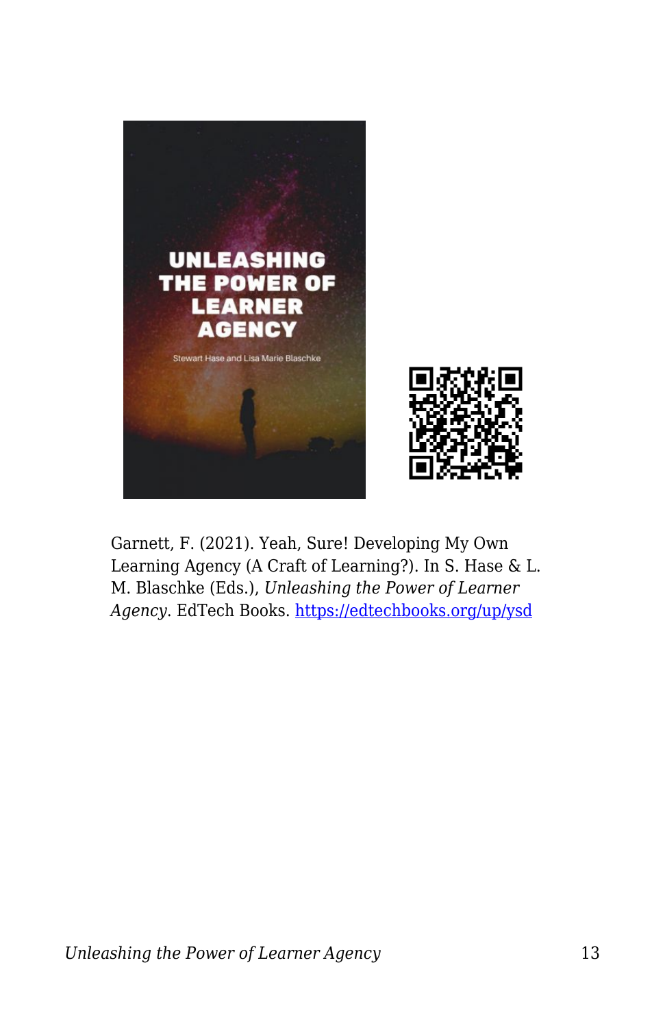Garnett, F. (2021). Yeah, Sure! Developing My Own Learning Agency (A Craft of Learning?). In S. Hase & L. M. Blaschke (Eds.), *Unleashing the Power of Learner Agency*. EdTech Books. https://edtechbooks.org/up/ysd